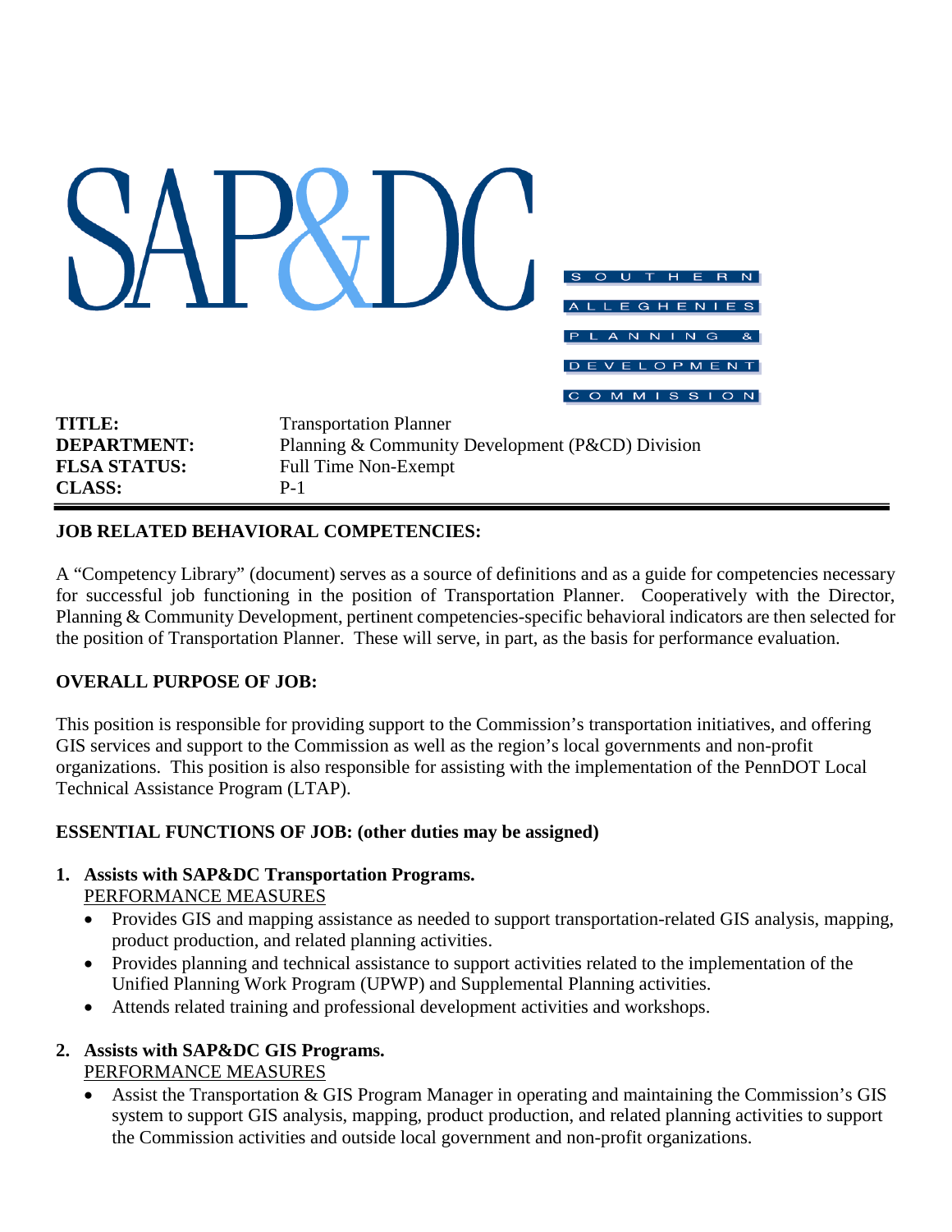SAP&DC

SOUTHERN ALLEGHENIES PLANNING & DEVELOPMENT COMMISSION

**TITLE:** Transportation Planner
**DEPARTMENT:** Planning & Community Development (P&CD) Division
**FLSA STATUS:** Full Time Non-Exempt
**CLASS:** P-1

---

## JOB RELATED BEHAVIORAL COMPETENCIES:

A "Competency Library" (document) serves as a source of definitions and as a guide for competencies necessary for successful job functioning in the position of Transportation Planner. Cooperatively with the Director, Planning & Community Development, pertinent competencies-specific behavioral indicators are then selected for the position of Transportation Planner. These will serve, in part, as the basis for performance evaluation.

## OVERALL PURPOSE OF JOB:

This position is responsible for providing support to the Commission's transportation initiatives, and offering GIS services and support to the Commission as well as the region's local governments and non-profit organizations. This position is also responsible for assisting with the implementation of the PennDOT Local Technical Assistance Program (LTAP).

## ESSENTIAL FUNCTIONS OF JOB: (other duties may be assigned)

1. **Assists with SAP&DC Transportation Programs.**
   PERFORMANCE MEASURES
   - Provides GIS and mapping assistance as needed to support transportation-related GIS analysis, mapping, product production, and related planning activities.
   - Provides planning and technical assistance to support activities related to the implementation of the Unified Planning Work Program (UPWP) and Supplemental Planning activities.
   - Attends related training and professional development activities and workshops.

2. **Assists with SAP&DC GIS Programs.**
   PERFORMANCE MEASURES
   - Assist the Transportation & GIS Program Manager in operating and maintaining the Commission's GIS system to support GIS analysis, mapping, product production, and related planning activities to support the Commission activities and outside local government and non-profit organizations.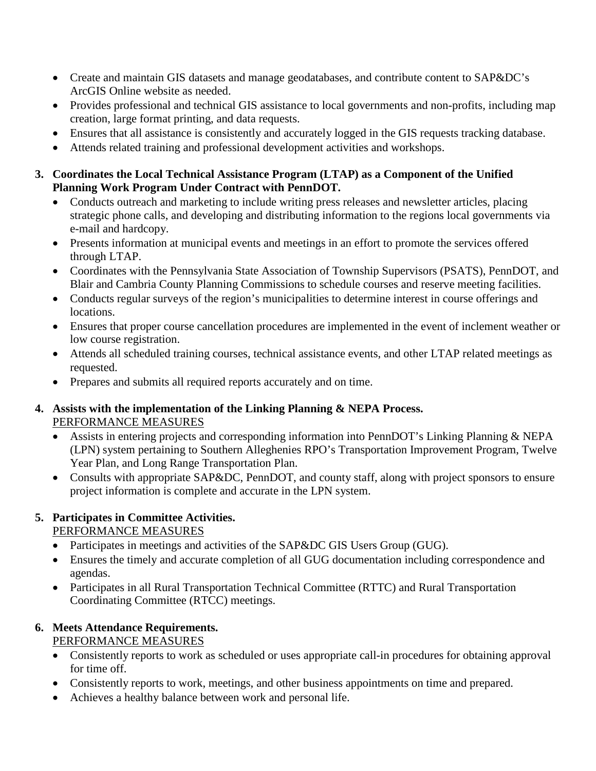- Create and maintain GIS datasets and manage geodatabases, and contribute content to SAP&DC's ArcGIS Online website as needed.
- Provides professional and technical GIS assistance to local governments and non-profits, including map creation, large format printing, and data requests.
- Ensures that all assistance is consistently and accurately logged in the GIS requests tracking database.
- Attends related training and professional development activities and workshops.

3. **Coordinates the Local Technical Assistance Program (LTAP) as a Component of the Unified Planning Work Program Under Contract with PennDOT.**
   - Conducts outreach and marketing to include writing press releases and newsletter articles, placing strategic phone calls, and developing and distributing information to the regions local governments via e-mail and hardcopy.
   - Presents information at municipal events and meetings in an effort to promote the services offered through LTAP.
   - Coordinates with the Pennsylvania State Association of Township Supervisors (PSATS), PennDOT, and Blair and Cambria County Planning Commissions to schedule courses and reserve meeting facilities.
   - Conducts regular surveys of the region's municipalities to determine interest in course offerings and locations.
   - Ensures that proper course cancellation procedures are implemented in the event of inclement weather or low course registration.
   - Attends all scheduled training courses, technical assistance events, and other LTAP related meetings as requested.
   - Prepares and submits all required reports accurately and on time.

4. **Assists with the implementation of the Linking Planning & NEPA Process.**
   <u>PERFORMANCE MEASURES</u>
   - Assists in entering projects and corresponding information into PennDOT's Linking Planning & NEPA (LPN) system pertaining to Southern Alleghenies RPO's Transportation Improvement Program, Twelve Year Plan, and Long Range Transportation Plan.
   - Consults with appropriate SAP&DC, PennDOT, and county staff, along with project sponsors to ensure project information is complete and accurate in the LPN system.

5. **Participates in Committee Activities.**
   <u>PERFORMANCE MEASURES</u>
   - Participates in meetings and activities of the SAP&DC GIS Users Group (GUG).
   - Ensures the timely and accurate completion of all GUG documentation including correspondence and agendas.
   - Participates in all Rural Transportation Technical Committee (RTTC) and Rural Transportation Coordinating Committee (RTCC) meetings.

6. **Meets Attendance Requirements.**
   <u>PERFORMANCE MEASURES</u>
   - Consistently reports to work as scheduled or uses appropriate call-in procedures for obtaining approval for time off.
   - Consistently reports to work, meetings, and other business appointments on time and prepared.
   - Achieves a healthy balance between work and personal life.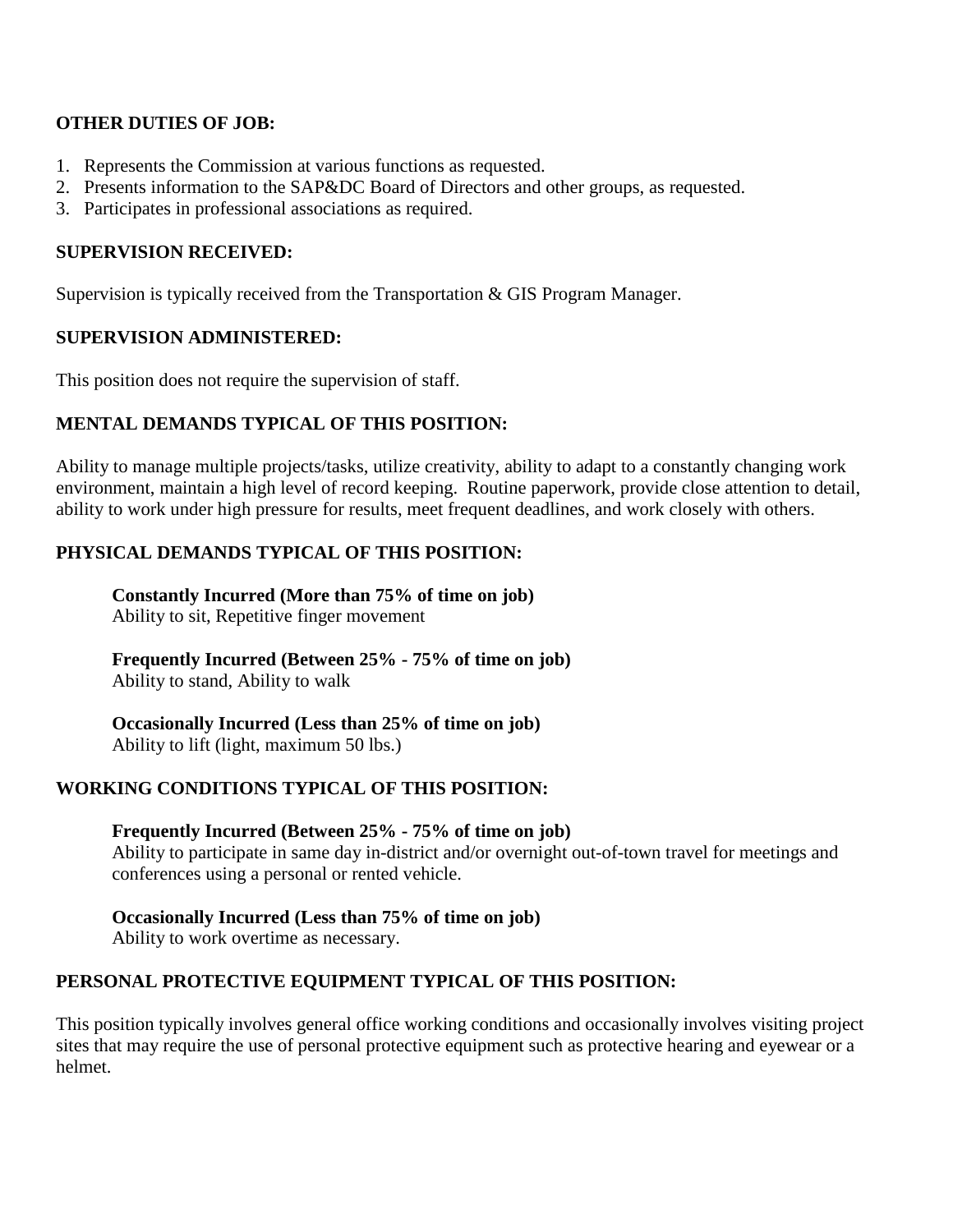**OTHER DUTIES OF JOB:**

1. Represents the Commission at various functions as requested.
2. Presents information to the SAP&DC Board of Directors and other groups, as requested.
3. Participates in professional associations as required.

**SUPERVISION RECEIVED:**

Supervision is typically received from the Transportation & GIS Program Manager.

**SUPERVISION ADMINISTERED:**

This position does not require the supervision of staff.

**MENTAL DEMANDS TYPICAL OF THIS POSITION:**

Ability to manage multiple projects/tasks, utilize creativity, ability to adapt to a constantly changing work environment, maintain a high level of record keeping. Routine paperwork, provide close attention to detail, ability to work under high pressure for results, meet frequent deadlines, and work closely with others.

**PHYSICAL DEMANDS TYPICAL OF THIS POSITION:**

**Constantly Incurred (More than 75% of time on job)**
Ability to sit, Repetitive finger movement

**Frequently Incurred (Between 25% - 75% of time on job)**
Ability to stand, Ability to walk

**Occasionally Incurred (Less than 25% of time on job)**
Ability to lift (light, maximum 50 lbs.)

**WORKING CONDITIONS TYPICAL OF THIS POSITION:**

**Frequently Incurred (Between 25% - 75% of time on job)**
Ability to participate in same day in-district and/or overnight out-of-town travel for meetings and conferences using a personal or rented vehicle.

**Occasionally Incurred (Less than 75% of time on job)**
Ability to work overtime as necessary.

**PERSONAL PROTECTIVE EQUIPMENT TYPICAL OF THIS POSITION:**

This position typically involves general office working conditions and occasionally involves visiting project sites that may require the use of personal protective equipment such as protective hearing and eyewear or a helmet.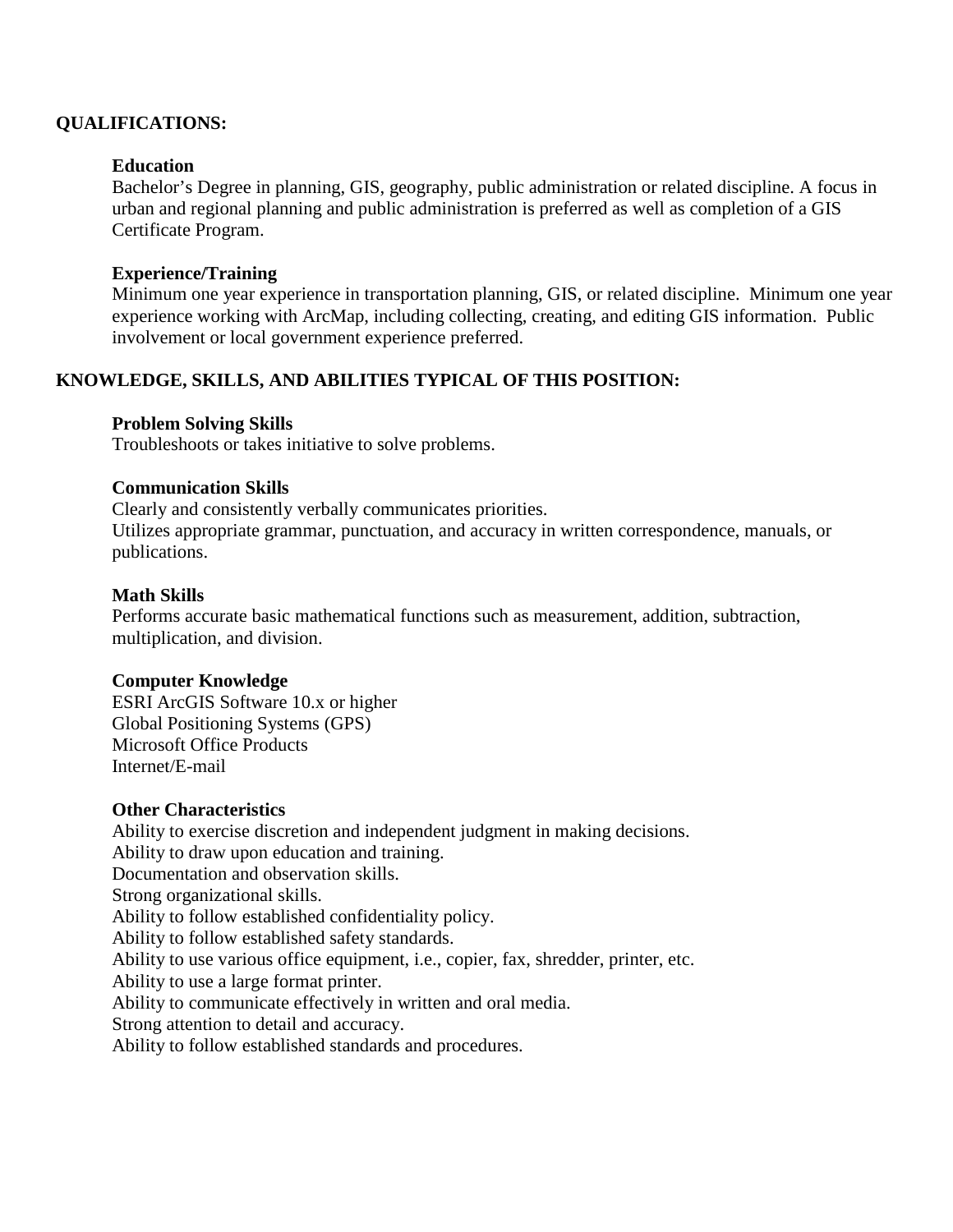## QUALIFICATIONS:

### Education

Bachelor's Degree in planning, GIS, geography, public administration or related discipline. A focus in urban and regional planning and public administration is preferred as well as completion of a GIS Certificate Program.

### Experience/Training

Minimum one year experience in transportation planning, GIS, or related discipline. Minimum one year experience working with ArcMap, including collecting, creating, and editing GIS information. Public involvement or local government experience preferred.

## KNOWLEDGE, SKILLS, AND ABILITIES TYPICAL OF THIS POSITION:

### Problem Solving Skills

Troubleshoots or takes initiative to solve problems.

### Communication Skills

Clearly and consistently verbally communicates priorities.
Utilizes appropriate grammar, punctuation, and accuracy in written correspondence, manuals, or publications.

### Math Skills

Performs accurate basic mathematical functions such as measurement, addition, subtraction, multiplication, and division.

### Computer Knowledge

ESRI ArcGIS Software 10.x or higher
Global Positioning Systems (GPS)
Microsoft Office Products
Internet/E-mail

### Other Characteristics

Ability to exercise discretion and independent judgment in making decisions.
Ability to draw upon education and training.
Documentation and observation skills.
Strong organizational skills.
Ability to follow established confidentiality policy.
Ability to follow established safety standards.
Ability to use various office equipment, i.e., copier, fax, shredder, printer, etc.
Ability to use a large format printer.
Ability to communicate effectively in written and oral media.
Strong attention to detail and accuracy.
Ability to follow established standards and procedures.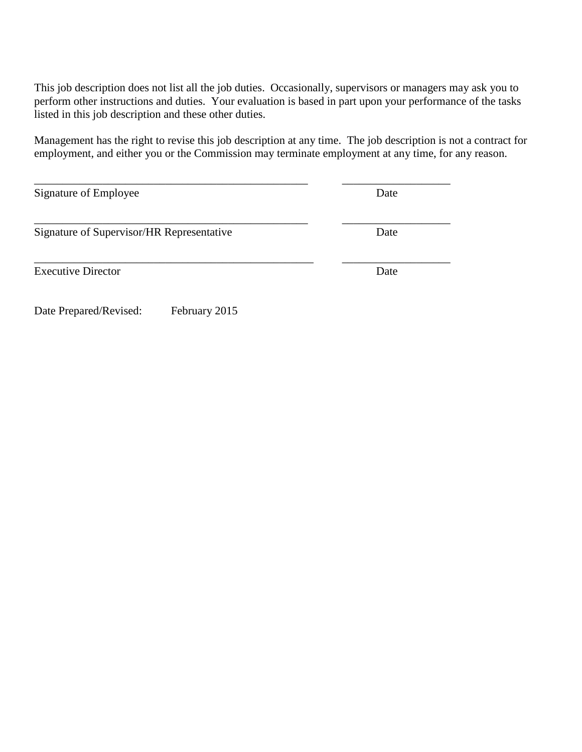This job description does not list all the job duties. Occasionally, supervisors or managers may ask you to perform other instructions and duties. Your evaluation is based in part upon your performance of the tasks listed in this job description and these other duties.

Management has the right to revise this job description at any time. The job description is not a contract for employment, and either you or the Commission may terminate employment at any time, for any reason.

_______________________________________________ ___________________

Signature of Employee Date

_______________________________________________ ___________________

Signature of Supervisor/HR Representative Date

________________________________________________ ___________________

Executive Director Date

Date Prepared/Revised: February 2015